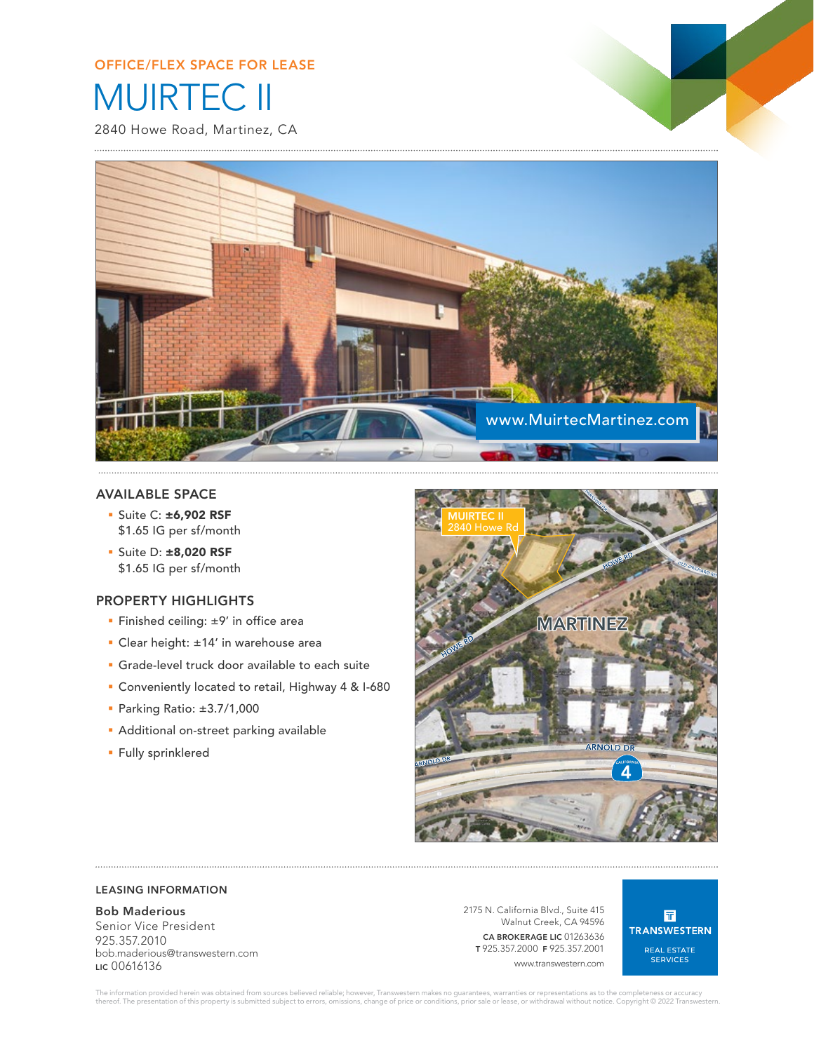OFFICE/FLEX SPACE FOR LEASE

# MUIRTEC II

2840 Howe Road, Martinez, CA

www.MuirtecMartinez.com

## AVAILABLE SPACE

- Suite C: **±6,902 RSF**
  $1.65 IG per sf/month
- Suite D: **±8,020 RSF**
  $1.65 IG per sf/month

## PROPERTY HIGHLIGHTS

- Finished ceiling: ±9' in office area
- Clear height: ±14' in warehouse area
- Grade-level truck door available to each suite
- Conveniently located to retail, Highway 4 & I-680
- Parking Ratio: ±3.7/1,000
- Additional on-street parking available
- Fully sprinklered

MUIRTEC II
2840 Howe Rd

MARTINEZ

HOWE RD

OLD ORCHARD RD

ARNOLD DR

4

## LEASING INFORMATION

**Bob Maderious**
Senior Vice President
925.357.2010
bob.maderious@transwestern.com
LIC 00616136

2175 N. California Blvd., Suite 415
Walnut Creek, CA 94596
**CA BROKERAGE LIC** 01263636
**T** 925.357.2000 **F** 925.357.2001
www.transwestern.com

TRANSWESTERN
REAL ESTATE SERVICES

The information provided herein was obtained from sources believed reliable; however, Transwestern makes no guarantees, warranties or representations as to the completeness or accuracy thereof. The presentation of this property is submitted subject to errors, omissions, change of price or conditions, prior sale or lease, or withdrawal without notice. Copyright © 2022 Transwestern.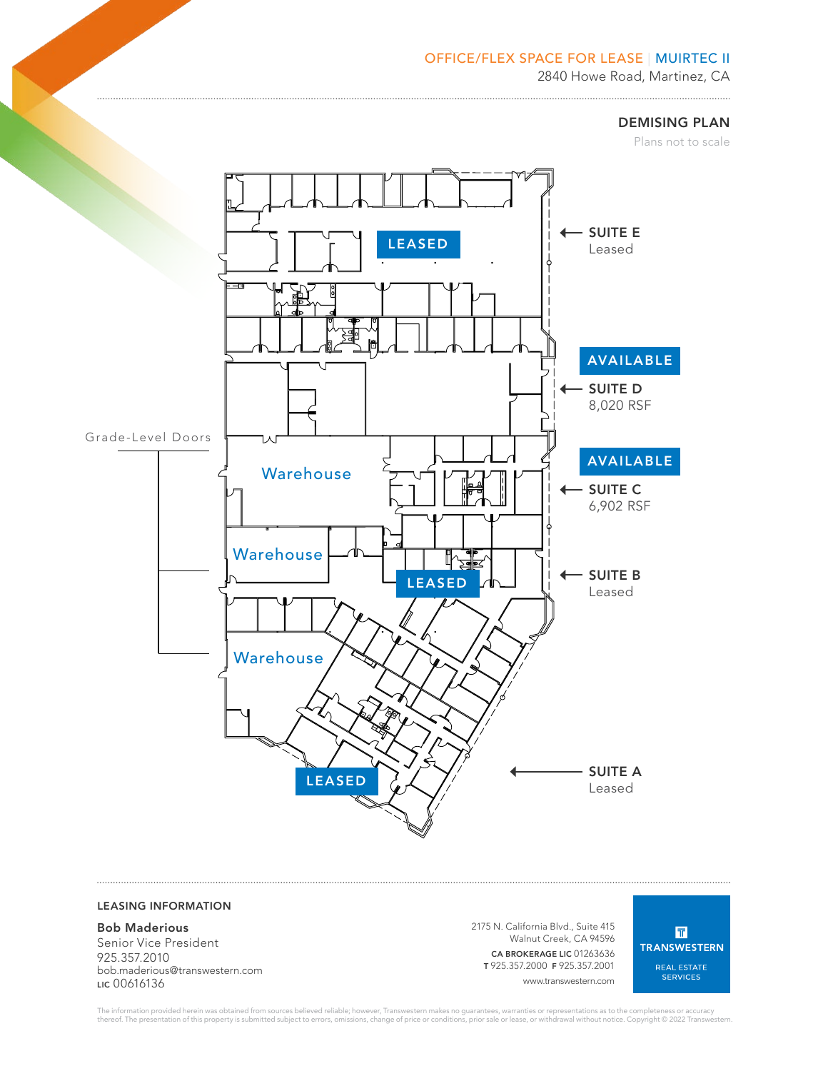OFFICE/FLEX SPACE FOR LEASE | MUIRTEC II

2840 Howe Road, Martinez, CA

## DEMISING PLAN

Plans not to scale

LEASED

**SUITE E**
Leased

AVAILABLE

**SUITE D**
8,020 RSF

Grade-Level Doors

Warehouse

AVAILABLE

**SUITE C**
6,902 RSF

Warehouse

LEASED

**SUITE B**
Leased

Warehouse

LEASED

**SUITE A**
Leased

### LEASING INFORMATION

**Bob Maderious**
Senior Vice President
925.357.2010
bob.maderious@transwestern.com
LIC 00616136

2175 N. California Blvd., Suite 415
Walnut Creek, CA 94596
CA BROKERAGE LIC 01263636
T 925.357.2000 F 925.357.2001
www.transwestern.com

TRANSWESTERN
REAL ESTATE SERVICES

The information provided herein was obtained from sources believed reliable; however, Transwestern makes no guarantees, warranties or representations as to the completeness or accuracy thereof. The presentation of this property is submitted subject to errors, omissions, change of price or conditions, prior sale or lease, or withdrawal without notice. Copyright © 2022 Transwestern.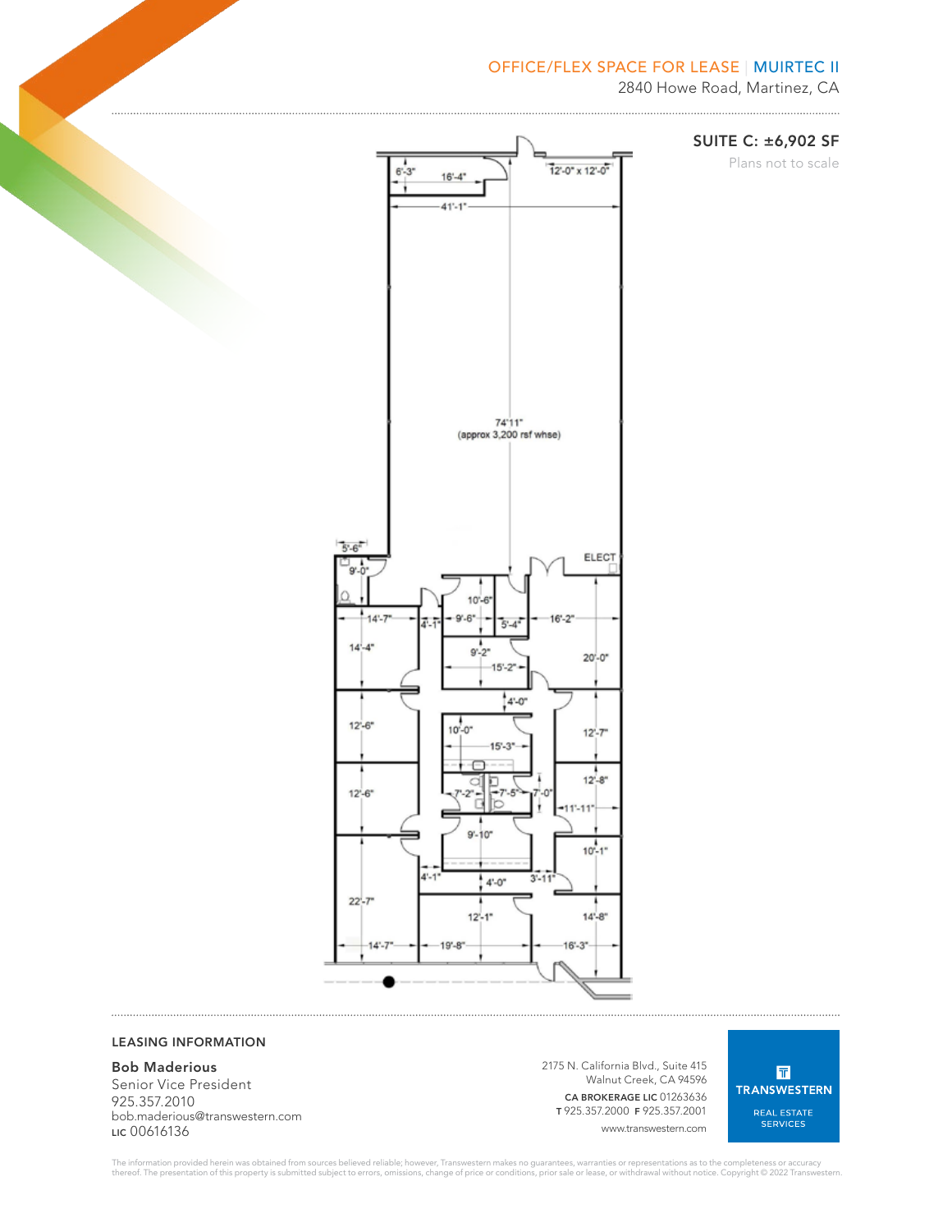OFFICE/FLEX SPACE FOR LEASE | MUIRTEC II

2840 Howe Road, Martinez, CA

## SUITE C: ±6,902 SF

Plans not to scale

6'-3" 16'-4" 12'-0" x 12'-0" 41'-1"

74'11" (approx 3,200 rsf whse)

5'-6" 9'-0" ELECT 10'-6" 14'-7" 4'-1" 9'-6" 5'-4" 16'-2" 14'-4" 9'-2" 15'-2" 20'-0" 4'-0" 12'-6" 10'-0" 15'-3" 12'-7" 12'-6" 7'-2" 7'-5" 7'-0" 12'-8" 11'-11" 9'-10" 10'-1" 4'-1" 4'-0" 3'-11" 22'-7" 12'-1" 14'-8" 14'-7" 19'-8" 16'-3"

### LEASING INFORMATION

**Bob Maderious**
Senior Vice President
925.357.2010
bob.maderious@transwestern.com
LIC 00616136

2175 N. California Blvd., Suite 415
Walnut Creek, CA 94596
**CA BROKERAGE LIC** 01263636
**T** 925.357.2000 **F** 925.357.2001
www.transwestern.com

TRANSWESTERN
REAL ESTATE SERVICES

The information provided herein was obtained from sources believed reliable; however, Transwestern makes no guarantees, warranties or representations as to the completeness or accuracy thereof. The presentation of this property is submitted subject to errors, omissions, change of price or conditions, prior sale or lease, or withdrawal without notice. Copyright © 2022 Transwestern.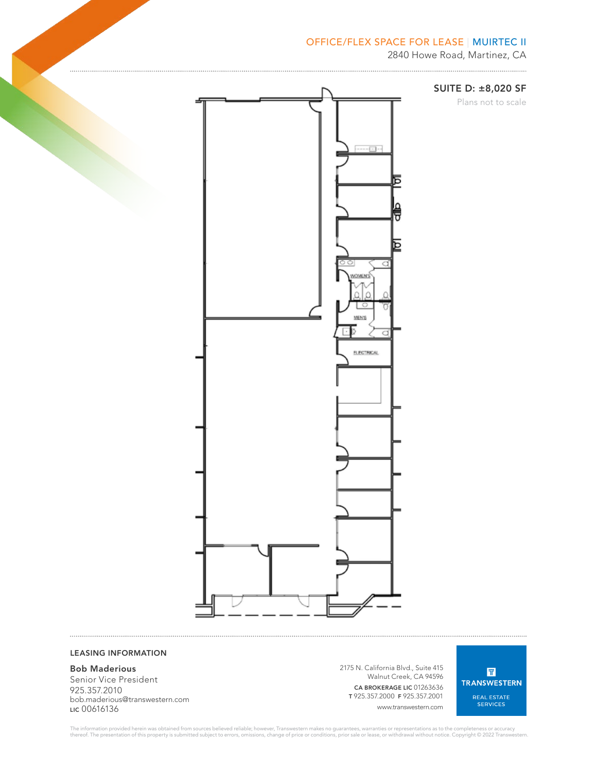OFFICE/FLEX SPACE FOR LEASE | MUIRTEC II

2840 Howe Road, Martinez, CA

## SUITE D: ±8,020 SF

Plans not to scale

WOMEN'S

MEN'S

ELECTRICAL

### LEASING INFORMATION

**Bob Maderious**
Senior Vice President
925.357.2010
bob.maderious@transwestern.com
LIC 00616136

2175 N. California Blvd., Suite 415
Walnut Creek, CA 94596
**CA BROKERAGE LIC** 01263636
**T** 925.357.2000 **F** 925.357.2001
www.transwestern.com

TRANSWESTERN
REAL ESTATE SERVICES

The information provided herein was obtained from sources believed reliable; however, Transwestern makes no guarantees, warranties or representations as to the completeness or accuracy thereof. The presentation of this property is submitted subject to errors, omissions, change of price or conditions, prior sale or lease, or withdrawal without notice. Copyright © 2022 Transwestern.